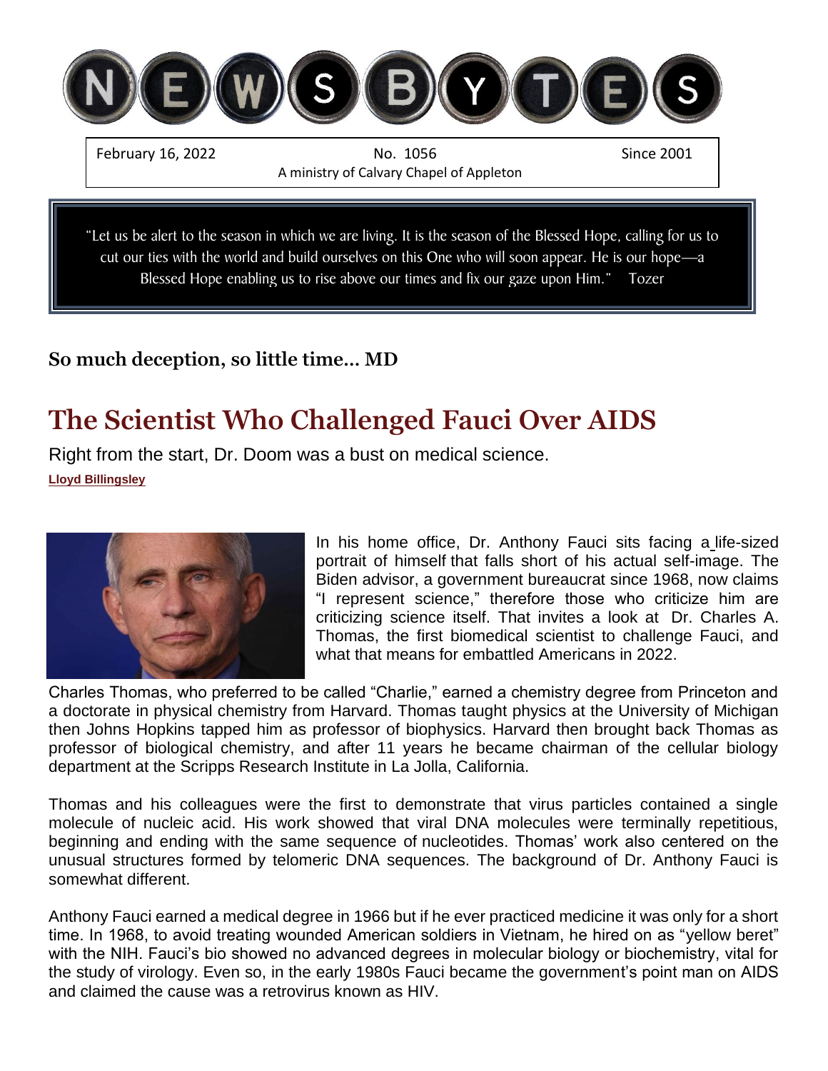# NEWSBYTES

February 16, 2022 | No. 1056 | Since 2001

A ministry of Calvary Chapel of Appleton

"Let us be alert to the season in which we are living. It is the season of the Blessed Hope, calling for us to cut our ties with the world and build ourselves on this One who will soon appear. He is our hope—a Blessed Hope enabling us to rise above our times and fix our gaze upon Him." Tozer

**So much deception, so little time… MD**

# The Scientist Who Challenged Fauci Over AIDS

Right from the start, Dr. Doom was a bust on medical science.

**Lloyd Billingsley**

In his home office, Dr. Anthony Fauci sits facing a life-sized portrait of himself that falls short of his actual self-image. The Biden advisor, a government bureaucrat since 1968, now claims "I represent science," therefore those who criticize him are criticizing science itself. That invites a look at Dr. Charles A. Thomas, the first biomedical scientist to challenge Fauci, and what that means for embattled Americans in 2022.

Charles Thomas, who preferred to be called "Charlie," earned a chemistry degree from Princeton and a doctorate in physical chemistry from Harvard. Thomas taught physics at the University of Michigan then Johns Hopkins tapped him as professor of biophysics. Harvard then brought back Thomas as professor of biological chemistry, and after 11 years he became chairman of the cellular biology department at the Scripps Research Institute in La Jolla, California.

Thomas and his colleagues were the first to demonstrate that virus particles contained a single molecule of nucleic acid. His work showed that viral DNA molecules were terminally repetitious, beginning and ending with the same sequence of nucleotides. Thomas' work also centered on the unusual structures formed by telomeric DNA sequences. The background of Dr. Anthony Fauci is somewhat different.

Anthony Fauci earned a medical degree in 1966 but if he ever practiced medicine it was only for a short time. In 1968, to avoid treating wounded American soldiers in Vietnam, he hired on as "yellow beret" with the NIH. Fauci's bio showed no advanced degrees in molecular biology or biochemistry, vital for the study of virology. Even so, in the early 1980s Fauci became the government's point man on AIDS and claimed the cause was a retrovirus known as HIV.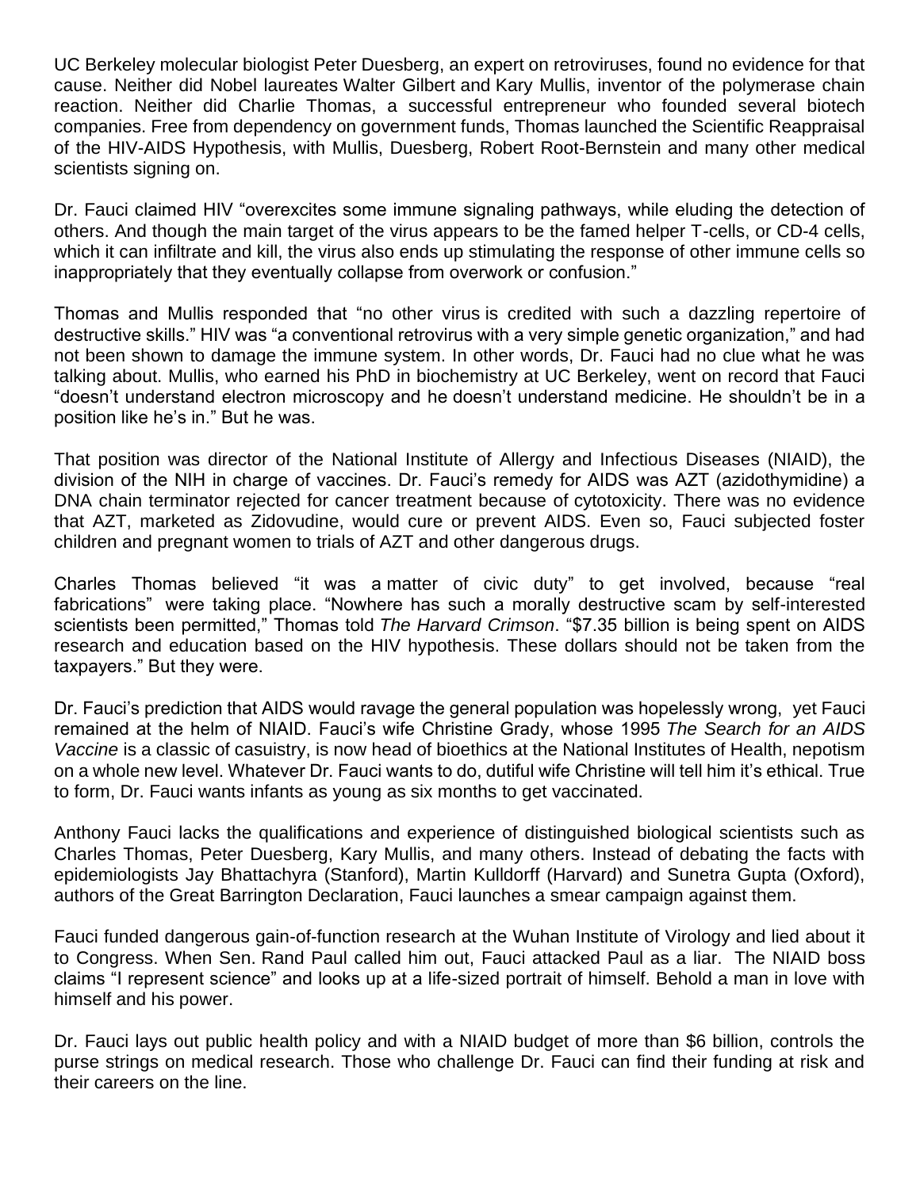UC Berkeley molecular biologist Peter Duesberg, an expert on retroviruses, found no evidence for that cause. Neither did Nobel laureates Walter Gilbert and Kary Mullis, inventor of the polymerase chain reaction. Neither did Charlie Thomas, a successful entrepreneur who founded several biotech companies. Free from dependency on government funds, Thomas launched the Scientific Reappraisal of the HIV-AIDS Hypothesis, with Mullis, Duesberg, Robert Root-Bernstein and many other medical scientists signing on.

Dr. Fauci claimed HIV "overexcites some immune signaling pathways, while eluding the detection of others. And though the main target of the virus appears to be the famed helper T-cells, or CD-4 cells, which it can infiltrate and kill, the virus also ends up stimulating the response of other immune cells so inappropriately that they eventually collapse from overwork or confusion."

Thomas and Mullis responded that "no other virus is credited with such a dazzling repertoire of destructive skills." HIV was "a conventional retrovirus with a very simple genetic organization," and had not been shown to damage the immune system. In other words, Dr. Fauci had no clue what he was talking about. Mullis, who earned his PhD in biochemistry at UC Berkeley, went on record that Fauci "doesn't understand electron microscopy and he doesn't understand medicine. He shouldn't be in a position like he's in." But he was.

That position was director of the National Institute of Allergy and Infectious Diseases (NIAID), the division of the NIH in charge of vaccines. Dr. Fauci's remedy for AIDS was AZT (azidothymidine) a DNA chain terminator rejected for cancer treatment because of cytotoxicity. There was no evidence that AZT, marketed as Zidovudine, would cure or prevent AIDS. Even so, Fauci subjected foster children and pregnant women to trials of AZT and other dangerous drugs.

Charles Thomas believed "it was a matter of civic duty" to get involved, because "real fabrications" were taking place. "Nowhere has such a morally destructive scam by self-interested scientists been permitted," Thomas told *The Harvard Crimson*. "$7.35 billion is being spent on AIDS research and education based on the HIV hypothesis. These dollars should not be taken from the taxpayers." But they were.

Dr. Fauci's prediction that AIDS would ravage the general population was hopelessly wrong, yet Fauci remained at the helm of NIAID. Fauci's wife Christine Grady, whose 1995 *The Search for an AIDS Vaccine* is a classic of casuistry, is now head of bioethics at the National Institutes of Health, nepotism on a whole new level. Whatever Dr. Fauci wants to do, dutiful wife Christine will tell him it's ethical. True to form, Dr. Fauci wants infants as young as six months to get vaccinated.

Anthony Fauci lacks the qualifications and experience of distinguished biological scientists such as Charles Thomas, Peter Duesberg, Kary Mullis, and many others. Instead of debating the facts with epidemiologists Jay Bhattachyra (Stanford), Martin Kulldorff (Harvard) and Sunetra Gupta (Oxford), authors of the Great Barrington Declaration, Fauci launches a smear campaign against them.

Fauci funded dangerous gain-of-function research at the Wuhan Institute of Virology and lied about it to Congress. When Sen. Rand Paul called him out, Fauci attacked Paul as a liar. The NIAID boss claims "I represent science" and looks up at a life-sized portrait of himself. Behold a man in love with himself and his power.

Dr. Fauci lays out public health policy and with a NIAID budget of more than $6 billion, controls the purse strings on medical research. Those who challenge Dr. Fauci can find their funding at risk and their careers on the line.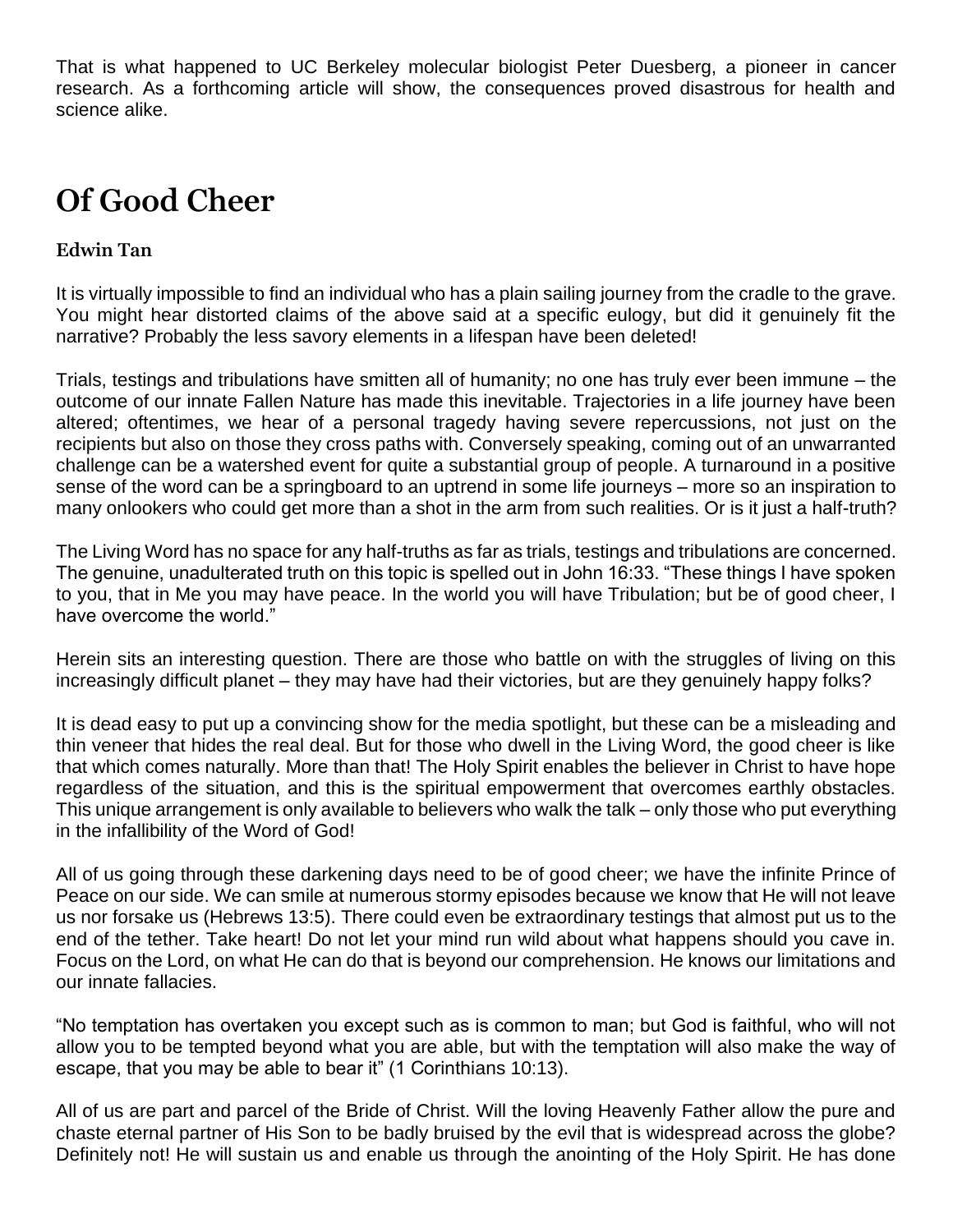That is what happened to UC Berkeley molecular biologist Peter Duesberg, a pioneer in cancer research. As a forthcoming article will show, the consequences proved disastrous for health and science alike.

# Of Good Cheer

**Edwin Tan**

It is virtually impossible to find an individual who has a plain sailing journey from the cradle to the grave. You might hear distorted claims of the above said at a specific eulogy, but did it genuinely fit the narrative? Probably the less savory elements in a lifespan have been deleted!

Trials, testings and tribulations have smitten all of humanity; no one has truly ever been immune – the outcome of our innate Fallen Nature has made this inevitable. Trajectories in a life journey have been altered; oftentimes, we hear of a personal tragedy having severe repercussions, not just on the recipients but also on those they cross paths with. Conversely speaking, coming out of an unwarranted challenge can be a watershed event for quite a substantial group of people. A turnaround in a positive sense of the word can be a springboard to an uptrend in some life journeys – more so an inspiration to many onlookers who could get more than a shot in the arm from such realities. Or is it just a half-truth?

The Living Word has no space for any half-truths as far as trials, testings and tribulations are concerned. The genuine, unadulterated truth on this topic is spelled out in John 16:33. "These things I have spoken to you, that in Me you may have peace. In the world you will have Tribulation; but be of good cheer, I have overcome the world."

Herein sits an interesting question. There are those who battle on with the struggles of living on this increasingly difficult planet – they may have had their victories, but are they genuinely happy folks?

It is dead easy to put up a convincing show for the media spotlight, but these can be a misleading and thin veneer that hides the real deal. But for those who dwell in the Living Word, the good cheer is like that which comes naturally. More than that! The Holy Spirit enables the believer in Christ to have hope regardless of the situation, and this is the spiritual empowerment that overcomes earthly obstacles. This unique arrangement is only available to believers who walk the talk – only those who put everything in the infallibility of the Word of God!

All of us going through these darkening days need to be of good cheer; we have the infinite Prince of Peace on our side. We can smile at numerous stormy episodes because we know that He will not leave us nor forsake us (Hebrews 13:5). There could even be extraordinary testings that almost put us to the end of the tether. Take heart! Do not let your mind run wild about what happens should you cave in. Focus on the Lord, on what He can do that is beyond our comprehension. He knows our limitations and our innate fallacies.

"No temptation has overtaken you except such as is common to man; but God is faithful, who will not allow you to be tempted beyond what you are able, but with the temptation will also make the way of escape, that you may be able to bear it" (1 Corinthians 10:13).

All of us are part and parcel of the Bride of Christ. Will the loving Heavenly Father allow the pure and chaste eternal partner of His Son to be badly bruised by the evil that is widespread across the globe? Definitely not! He will sustain us and enable us through the anointing of the Holy Spirit. He has done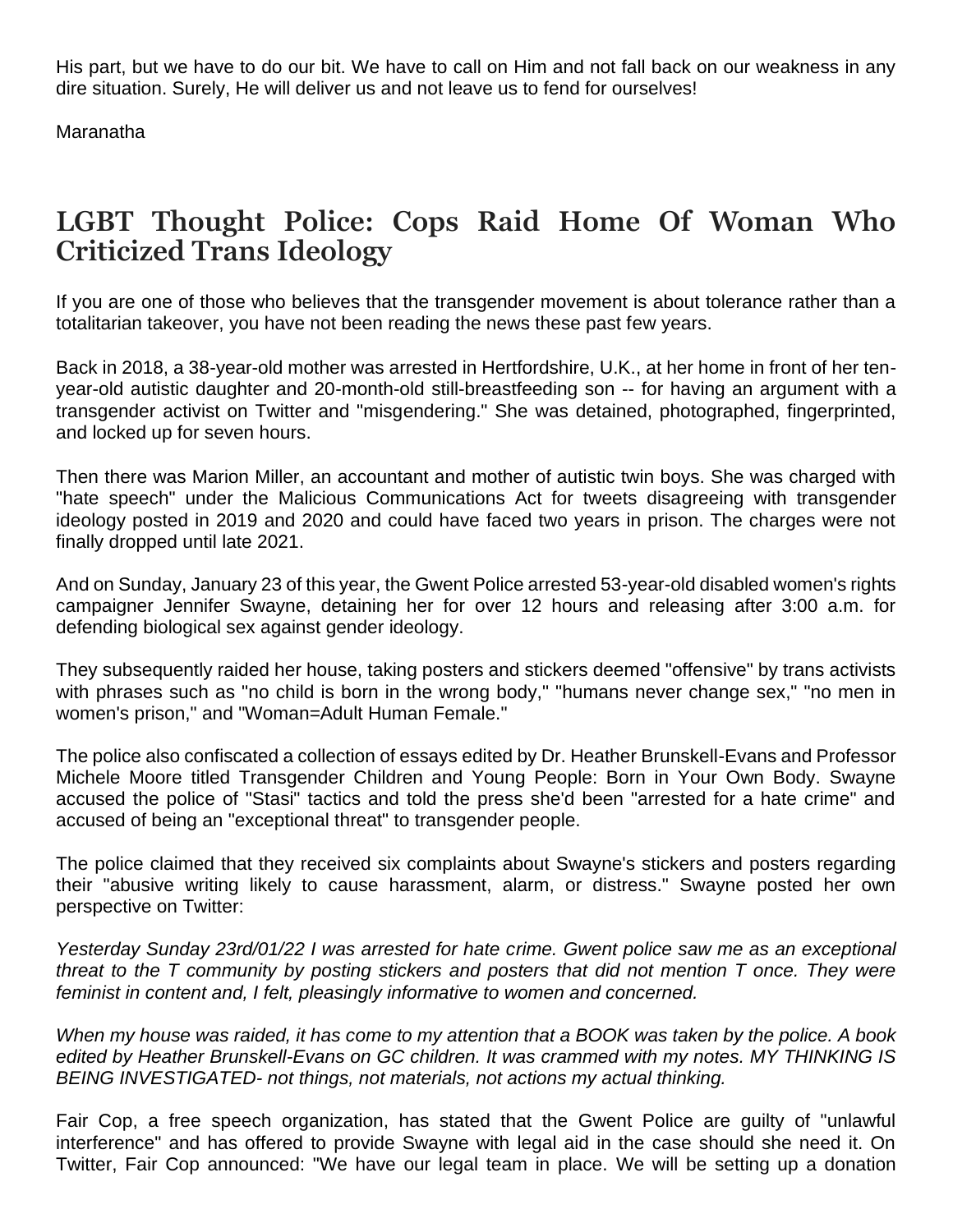His part, but we have to do our bit. We have to call on Him and not fall back on our weakness in any dire situation. Surely, He will deliver us and not leave us to fend for ourselves!

Maranatha

## LGBT Thought Police: Cops Raid Home Of Woman Who Criticized Trans Ideology

If you are one of those who believes that the transgender movement is about tolerance rather than a totalitarian takeover, you have not been reading the news these past few years.

Back in 2018, a 38-year-old mother was arrested in Hertfordshire, U.K., at her home in front of her ten-year-old autistic daughter and 20-month-old still-breastfeeding son -- for having an argument with a transgender activist on Twitter and "misgendering." She was detained, photographed, fingerprinted, and locked up for seven hours.

Then there was Marion Miller, an accountant and mother of autistic twin boys. She was charged with "hate speech" under the Malicious Communications Act for tweets disagreeing with transgender ideology posted in 2019 and 2020 and could have faced two years in prison. The charges were not finally dropped until late 2021.

And on Sunday, January 23 of this year, the Gwent Police arrested 53-year-old disabled women's rights campaigner Jennifer Swayne, detaining her for over 12 hours and releasing after 3:00 a.m. for defending biological sex against gender ideology.

They subsequently raided her house, taking posters and stickers deemed "offensive" by trans activists with phrases such as "no child is born in the wrong body," "humans never change sex," "no men in women's prison," and "Woman=Adult Human Female."

The police also confiscated a collection of essays edited by Dr. Heather Brunskell-Evans and Professor Michele Moore titled Transgender Children and Young People: Born in Your Own Body. Swayne accused the police of "Stasi" tactics and told the press she'd been "arrested for a hate crime" and accused of being an "exceptional threat" to transgender people.

The police claimed that they received six complaints about Swayne's stickers and posters regarding their "abusive writing likely to cause harassment, alarm, or distress." Swayne posted her own perspective on Twitter:

*Yesterday Sunday 23rd/01/22 I was arrested for hate crime. Gwent police saw me as an exceptional threat to the T community by posting stickers and posters that did not mention T once. They were feminist in content and, I felt, pleasingly informative to women and concerned.*

*When my house was raided, it has come to my attention that a BOOK was taken by the police. A book edited by Heather Brunskell-Evans on GC children. It was crammed with my notes. MY THINKING IS BEING INVESTIGATED- not things, not materials, not actions my actual thinking.*

Fair Cop, a free speech organization, has stated that the Gwent Police are guilty of "unlawful interference" and has offered to provide Swayne with legal aid in the case should she need it. On Twitter, Fair Cop announced: "We have our legal team in place. We will be setting up a donation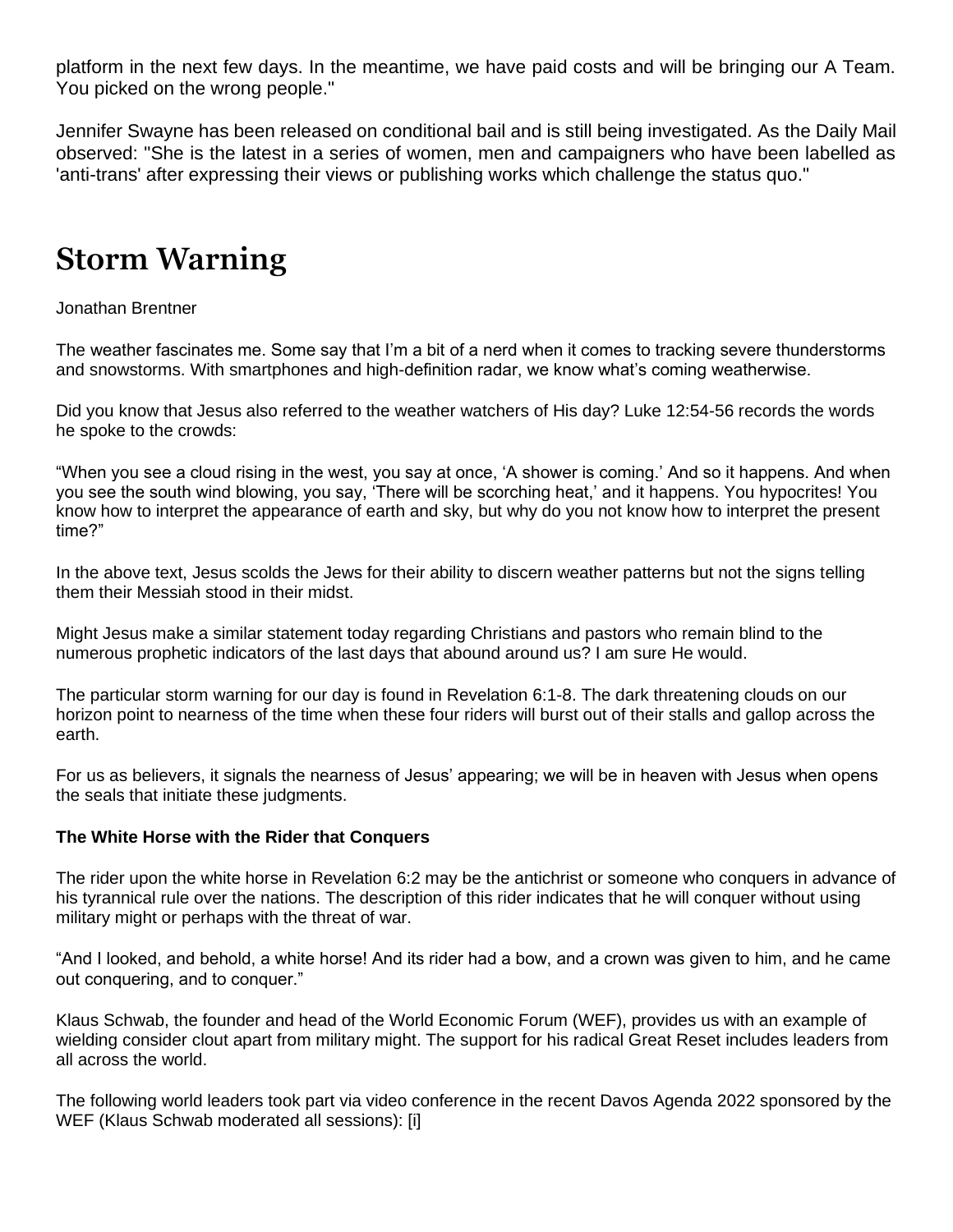platform in the next few days. In the meantime, we have paid costs and will be bringing our A Team. You picked on the wrong people."

Jennifer Swayne has been released on conditional bail and is still being investigated. As the Daily Mail observed: "She is the latest in a series of women, men and campaigners who have been labelled as 'anti-trans' after expressing their views or publishing works which challenge the status quo."

# Storm Warning

Jonathan Brentner

The weather fascinates me. Some say that I'm a bit of a nerd when it comes to tracking severe thunderstorms and snowstorms. With smartphones and high-definition radar, we know what's coming weatherwise.

Did you know that Jesus also referred to the weather watchers of His day? Luke 12:54-56 records the words he spoke to the crowds:

"When you see a cloud rising in the west, you say at once, 'A shower is coming.' And so it happens. And when you see the south wind blowing, you say, 'There will be scorching heat,' and it happens. You hypocrites! You know how to interpret the appearance of earth and sky, but why do you not know how to interpret the present time?"

In the above text, Jesus scolds the Jews for their ability to discern weather patterns but not the signs telling them their Messiah stood in their midst.

Might Jesus make a similar statement today regarding Christians and pastors who remain blind to the numerous prophetic indicators of the last days that abound around us? I am sure He would.

The particular storm warning for our day is found in Revelation 6:1-8. The dark threatening clouds on our horizon point to nearness of the time when these four riders will burst out of their stalls and gallop across the earth.

For us as believers, it signals the nearness of Jesus' appearing; we will be in heaven with Jesus when opens the seals that initiate these judgments.

**The White Horse with the Rider that Conquers**

The rider upon the white horse in Revelation 6:2 may be the antichrist or someone who conquers in advance of his tyrannical rule over the nations. The description of this rider indicates that he will conquer without using military might or perhaps with the threat of war.

"And I looked, and behold, a white horse! And its rider had a bow, and a crown was given to him, and he came out conquering, and to conquer."

Klaus Schwab, the founder and head of the World Economic Forum (WEF), provides us with an example of wielding consider clout apart from military might. The support for his radical Great Reset includes leaders from all across the world.

The following world leaders took part via video conference in the recent Davos Agenda 2022 sponsored by the WEF (Klaus Schwab moderated all sessions): [i]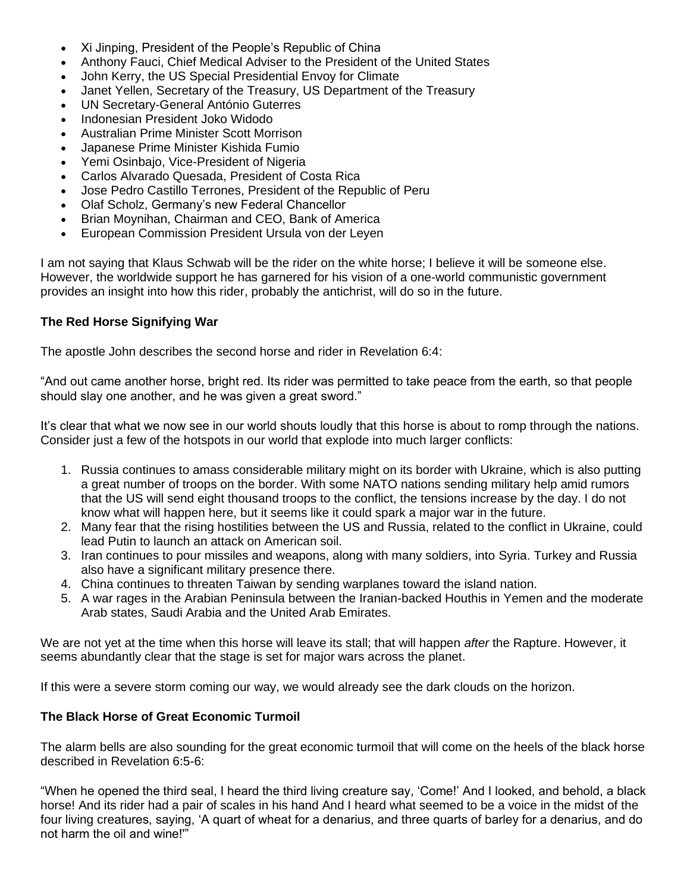- Xi Jinping, President of the People's Republic of China
- Anthony Fauci, Chief Medical Adviser to the President of the United States
- John Kerry, the US Special Presidential Envoy for Climate
- Janet Yellen, Secretary of the Treasury, US Department of the Treasury
- UN Secretary-General António Guterres
- Indonesian President Joko Widodo
- Australian Prime Minister Scott Morrison
- Japanese Prime Minister Kishida Fumio
- Yemi Osinbajo, Vice-President of Nigeria
- Carlos Alvarado Quesada, President of Costa Rica
- Jose Pedro Castillo Terrones, President of the Republic of Peru
- Olaf Scholz, Germany's new Federal Chancellor
- Brian Moynihan, Chairman and CEO, Bank of America
- European Commission President Ursula von der Leyen

I am not saying that Klaus Schwab will be the rider on the white horse; I believe it will be someone else. However, the worldwide support he has garnered for his vision of a one-world communistic government provides an insight into how this rider, probably the antichrist, will do so in the future.

**The Red Horse Signifying War**

The apostle John describes the second horse and rider in Revelation 6:4:

"And out came another horse, bright red. Its rider was permitted to take peace from the earth, so that people should slay one another, and he was given a great sword."

It's clear that what we now see in our world shouts loudly that this horse is about to romp through the nations. Consider just a few of the hotspots in our world that explode into much larger conflicts:

1. Russia continues to amass considerable military might on its border with Ukraine, which is also putting a great number of troops on the border. With some NATO nations sending military help amid rumors that the US will send eight thousand troops to the conflict, the tensions increase by the day. I do not know what will happen here, but it seems like it could spark a major war in the future.
2. Many fear that the rising hostilities between the US and Russia, related to the conflict in Ukraine, could lead Putin to launch an attack on American soil.
3. Iran continues to pour missiles and weapons, along with many soldiers, into Syria. Turkey and Russia also have a significant military presence there.
4. China continues to threaten Taiwan by sending warplanes toward the island nation.
5. A war rages in the Arabian Peninsula between the Iranian-backed Houthis in Yemen and the moderate Arab states, Saudi Arabia and the United Arab Emirates.

We are not yet at the time when this horse will leave its stall; that will happen *after* the Rapture. However, it seems abundantly clear that the stage is set for major wars across the planet.

If this were a severe storm coming our way, we would already see the dark clouds on the horizon.

**The Black Horse of Great Economic Turmoil**

The alarm bells are also sounding for the great economic turmoil that will come on the heels of the black horse described in Revelation 6:5-6:

"When he opened the third seal, I heard the third living creature say, 'Come!' And I looked, and behold, a black horse! And its rider had a pair of scales in his hand And I heard what seemed to be a voice in the midst of the four living creatures, saying, 'A quart of wheat for a denarius, and three quarts of barley for a denarius, and do not harm the oil and wine!'"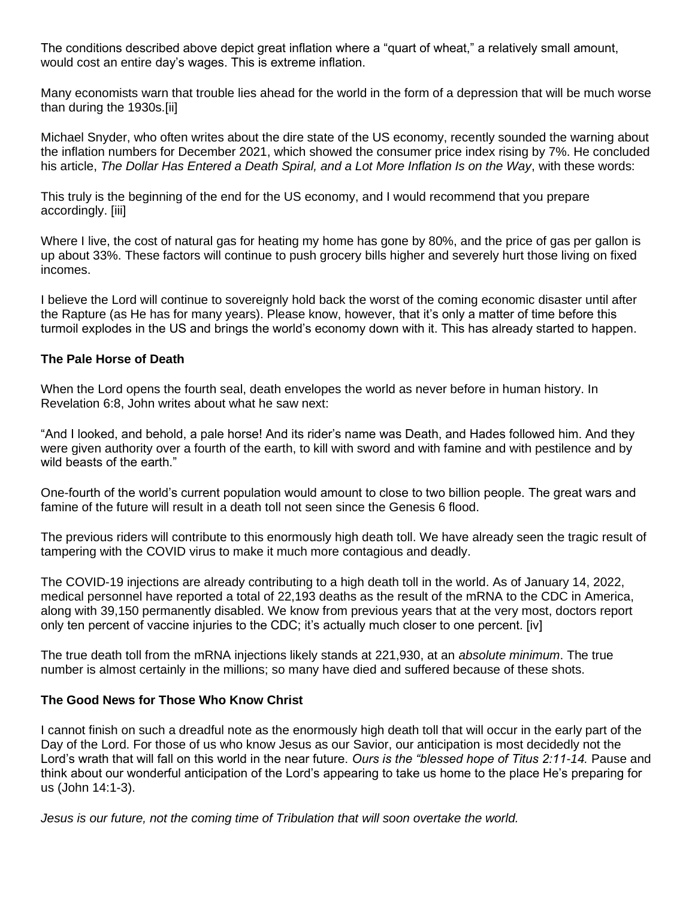The conditions described above depict great inflation where a "quart of wheat," a relatively small amount, would cost an entire day's wages. This is extreme inflation.

Many economists warn that trouble lies ahead for the world in the form of a depression that will be much worse than during the 1930s.[ii]

Michael Snyder, who often writes about the dire state of the US economy, recently sounded the warning about the inflation numbers for December 2021, which showed the consumer price index rising by 7%. He concluded his article, *The Dollar Has Entered a Death Spiral, and a Lot More Inflation Is on the Way*, with these words:

This truly is the beginning of the end for the US economy, and I would recommend that you prepare accordingly. [iii]

Where I live, the cost of natural gas for heating my home has gone by 80%, and the price of gas per gallon is up about 33%. These factors will continue to push grocery bills higher and severely hurt those living on fixed incomes.

I believe the Lord will continue to sovereignly hold back the worst of the coming economic disaster until after the Rapture (as He has for many years). Please know, however, that it's only a matter of time before this turmoil explodes in the US and brings the world's economy down with it. This has already started to happen.

**The Pale Horse of Death**

When the Lord opens the fourth seal, death envelopes the world as never before in human history. In Revelation 6:8, John writes about what he saw next:

"And I looked, and behold, a pale horse! And its rider's name was Death, and Hades followed him. And they were given authority over a fourth of the earth, to kill with sword and with famine and with pestilence and by wild beasts of the earth."

One-fourth of the world's current population would amount to close to two billion people. The great wars and famine of the future will result in a death toll not seen since the Genesis 6 flood.

The previous riders will contribute to this enormously high death toll. We have already seen the tragic result of tampering with the COVID virus to make it much more contagious and deadly.

The COVID-19 injections are already contributing to a high death toll in the world. As of January 14, 2022, medical personnel have reported a total of 22,193 deaths as the result of the mRNA to the CDC in America, along with 39,150 permanently disabled. We know from previous years that at the very most, doctors report only ten percent of vaccine injuries to the CDC; it's actually much closer to one percent. [iv]

The true death toll from the mRNA injections likely stands at 221,930, at an *absolute minimum*. The true number is almost certainly in the millions; so many have died and suffered because of these shots.

**The Good News for Those Who Know Christ**

I cannot finish on such a dreadful note as the enormously high death toll that will occur in the early part of the Day of the Lord. For those of us who know Jesus as our Savior, our anticipation is most decidedly not the Lord's wrath that will fall on this world in the near future. *Ours is the "blessed hope of Titus 2:11-14.* Pause and think about our wonderful anticipation of the Lord's appearing to take us home to the place He's preparing for us (John 14:1-3).

*Jesus is our future, not the coming time of Tribulation that will soon overtake the world.*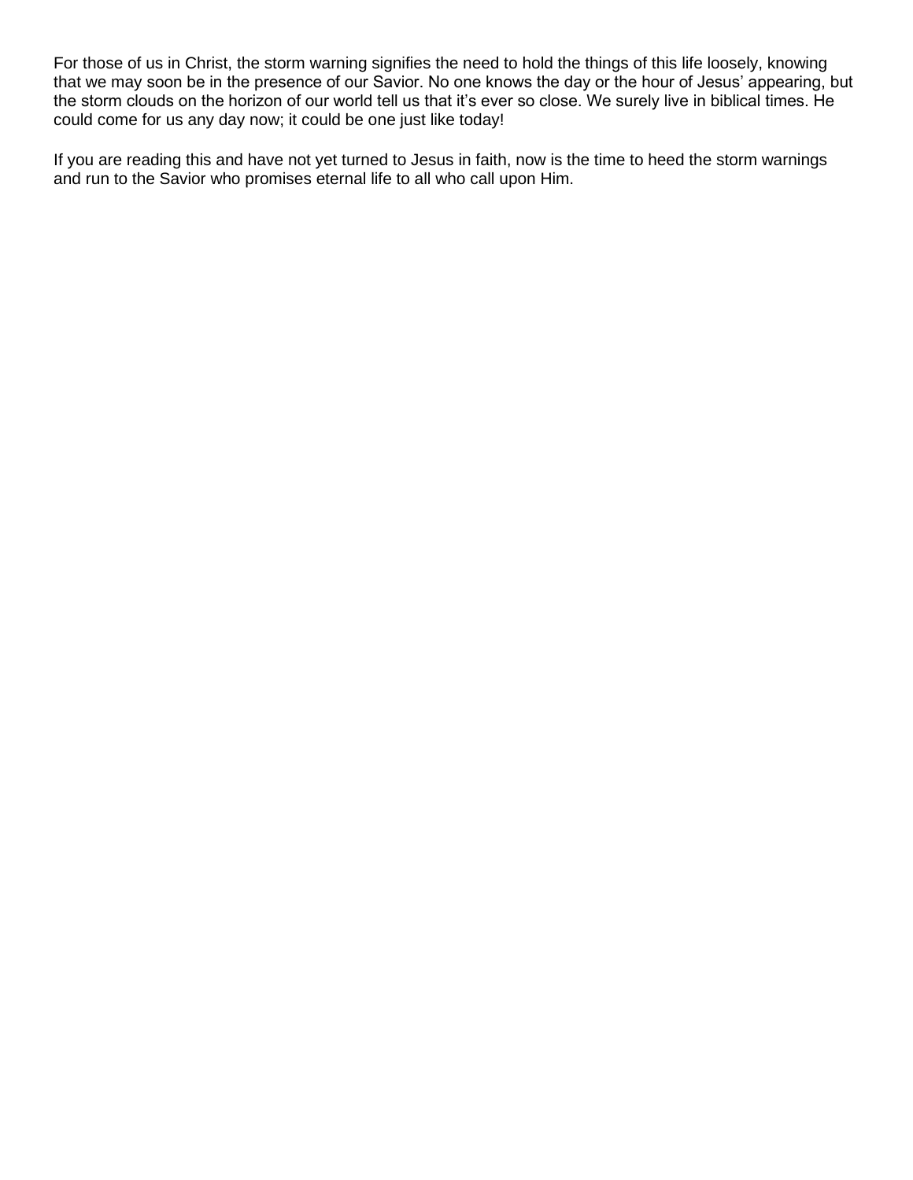For those of us in Christ, the storm warning signifies the need to hold the things of this life loosely, knowing that we may soon be in the presence of our Savior. No one knows the day or the hour of Jesus' appearing, but the storm clouds on the horizon of our world tell us that it's ever so close. We surely live in biblical times. He could come for us any day now; it could be one just like today!

If you are reading this and have not yet turned to Jesus in faith, now is the time to heed the storm warnings and run to the Savior who promises eternal life to all who call upon Him.